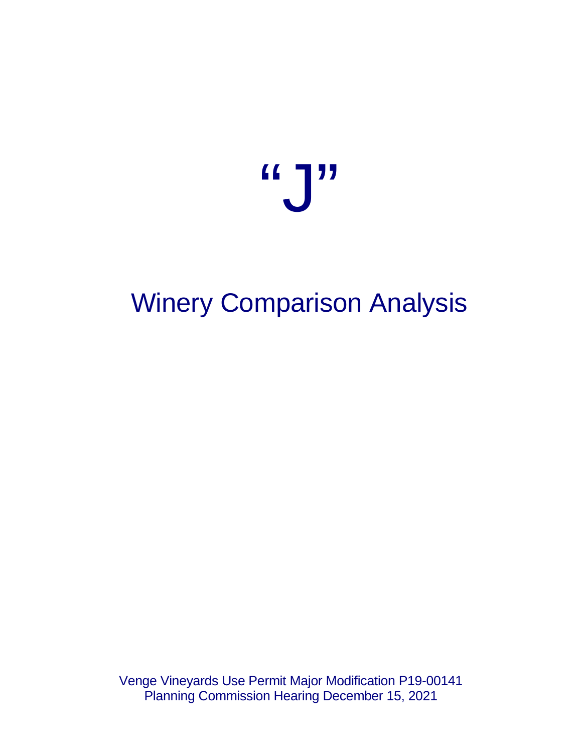# "J"

## Winery Comparison Analysis

Venge Vineyards Use Permit Major Modification P19-00141
Planning Commission Hearing December 15, 2021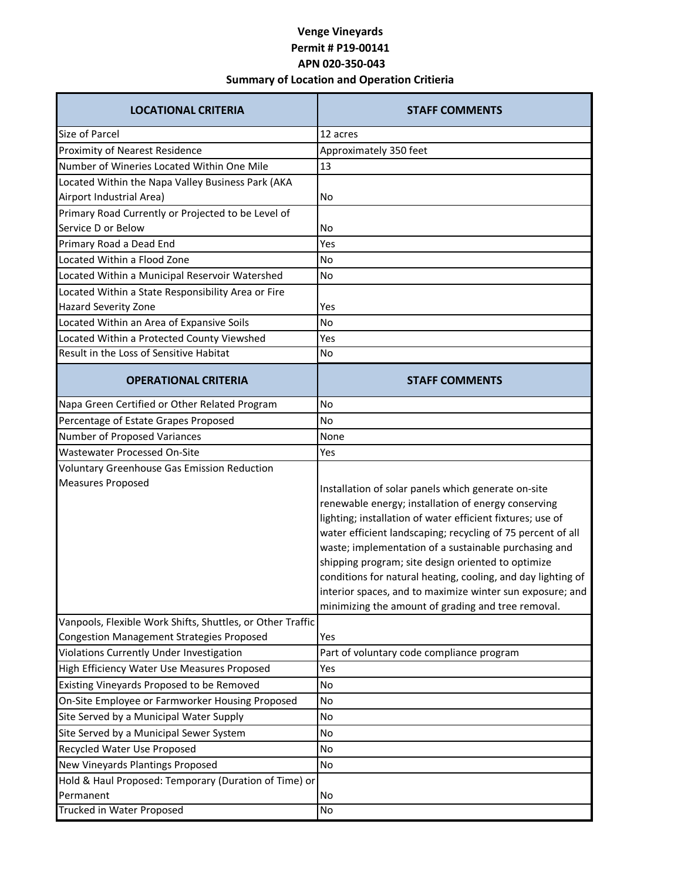**Venge Vineyards**
**Permit # P19-00141**
**APN 020-350-043**
**Summary of Location and Operation Critieria**

| LOCATIONAL CRITERIA | STAFF COMMENTS |
|---|---|
| Size of Parcel | 12 acres |
| Proximity of Nearest Residence | Approximately 350 feet |
| Number of Wineries Located Within One Mile | 13 |
| Located Within the Napa Valley Business Park (AKA Airport Industrial Area) | No |
| Primary Road Currently or Projected to be Level of Service D or Below | No |
| Primary Road a Dead End | Yes |
| Located Within a Flood Zone | No |
| Located Within a Municipal Reservoir Watershed | No |
| Located Within a State Responsibility Area or Fire Hazard Severity Zone | Yes |
| Located Within an Area of Expansive Soils | No |
| Located Within a Protected County Viewshed | Yes |
| Result in the Loss of Sensitive Habitat | No |
| **OPERATIONAL CRITERIA** | **STAFF COMMENTS** |
| Napa Green Certified or Other Related Program | No |
| Percentage of Estate Grapes Proposed | No |
| Number of Proposed Variances | None |
| Wastewater Processed On-Site | Yes |
| Voluntary Greenhouse Gas Emission Reduction Measures Proposed | Installation of solar panels which generate on-site renewable energy; installation of energy conserving lighting; installation of water efficient fixtures; use of water efficient landscaping; recycling of 75 percent of all waste; implementation of a sustainable purchasing and shipping program; site design oriented to optimize conditions for natural heating, cooling, and day lighting of interior spaces, and to maximize winter sun exposure; and minimizing the amount of grading and tree removal. |
| Vanpools, Flexible Work Shifts, Shuttles, or Other Traffic Congestion Management Strategies Proposed | Yes |
| Violations Currently Under Investigation | Part of voluntary code compliance program |
| High Efficiency Water Use Measures Proposed | Yes |
| Existing Vineyards Proposed to be Removed | No |
| On-Site Employee or Farmworker Housing Proposed | No |
| Site Served by a Municipal Water Supply | No |
| Site Served by a Municipal Sewer System | No |
| Recycled Water Use Proposed | No |
| New Vineyards Plantings Proposed | No |
| Hold & Haul Proposed: Temporary (Duration of Time) or Permanent | No |
| Trucked in Water Proposed | No |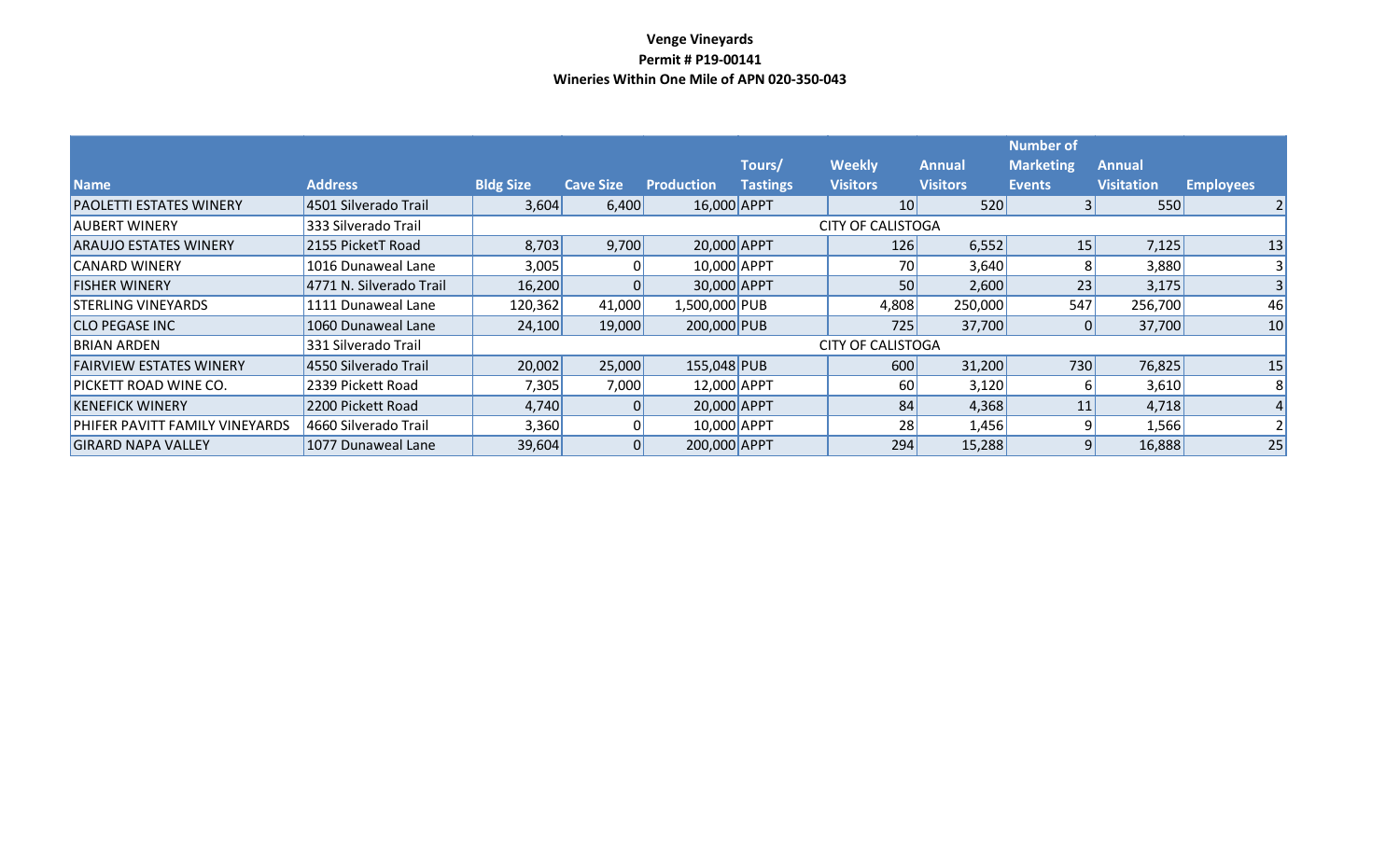**Venge Vineyards**
**Permit # P19-00141**
**Wineries Within One Mile of APN 020-350-043**

| Name | Address | Bldg Size | Cave Size | Production | Tours/ Tastings | Weekly Visitors | Annual Visitors | Number of Marketing Events | Annual Visitation | Employees |
|---|---|---|---|---|---|---|---|---|---|---|
| PAOLETTI ESTATES WINERY | 4501 Silverado Trail | 3,604 | 6,400 | 16,000 | APPT | 10 | 520 | 3 | 550 | 2 |
| AUBERT WINERY | 333 Silverado Trail | CITY OF CALISTOGA | | | | | | | | |
| ARAUJO ESTATES WINERY | 2155 PicketT Road | 8,703 | 9,700 | 20,000 | APPT | 126 | 6,552 | 15 | 7,125 | 13 |
| CANARD WINERY | 1016 Dunaweal Lane | 3,005 | 0 | 10,000 | APPT | 70 | 3,640 | 8 | 3,880 | 3 |
| FISHER WINERY | 4771 N. Silverado Trail | 16,200 | 0 | 30,000 | APPT | 50 | 2,600 | 23 | 3,175 | 3 |
| STERLING VINEYARDS | 1111 Dunaweal Lane | 120,362 | 41,000 | 1,500,000 | PUB | 4,808 | 250,000 | 547 | 256,700 | 46 |
| CLO PEGASE INC | 1060 Dunaweal Lane | 24,100 | 19,000 | 200,000 | PUB | 725 | 37,700 | 0 | 37,700 | 10 |
| BRIAN ARDEN | 331 Silverado Trail | CITY OF CALISTOGA | | | | | | | | |
| FAIRVIEW ESTATES WINERY | 4550 Silverado Trail | 20,002 | 25,000 | 155,048 | PUB | 600 | 31,200 | 730 | 76,825 | 15 |
| PICKETT ROAD WINE CO. | 2339 Pickett Road | 7,305 | 7,000 | 12,000 | APPT | 60 | 3,120 | 6 | 3,610 | 8 |
| KENEFICK WINERY | 2200 Pickett Road | 4,740 | 0 | 20,000 | APPT | 84 | 4,368 | 11 | 4,718 | 4 |
| PHIFER PAVITT FAMILY VINEYARDS | 4660 Silverado Trail | 3,360 | 0 | 10,000 | APPT | 28 | 1,456 | 9 | 1,566 | 2 |
| GIRARD NAPA VALLEY | 1077 Dunaweal Lane | 39,604 | 0 | 200,000 | APPT | 294 | 15,288 | 9 | 16,888 | 25 |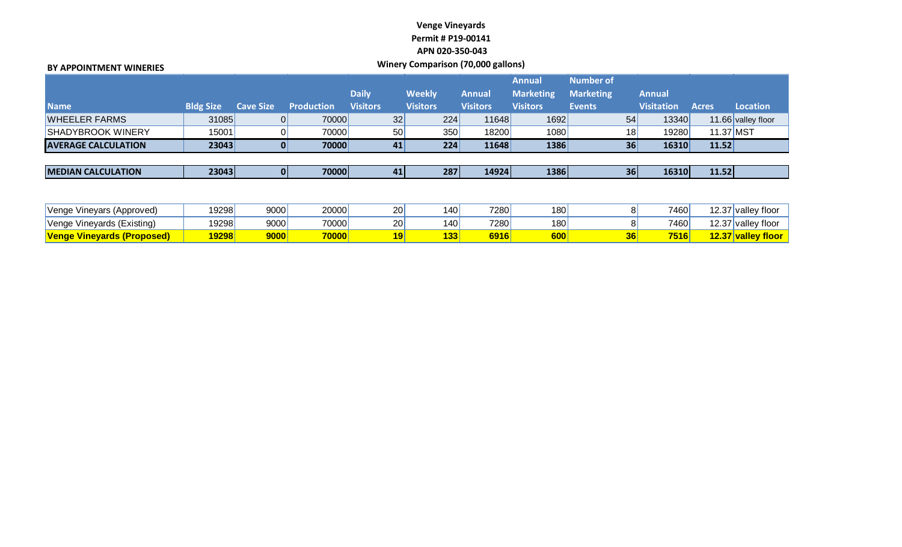**Venge Vineyards**

**Permit # P19-00141**

**APN 020-350-043**

**BY APPOINTMENT WINERIES**

**Winery Comparison (70,000 gallons)**

| Name | Bldg Size | Cave Size | Production | Daily Visitors | Weekly Visitors | Annual Visitors | Annual Marketing Visitors | Number of Marketing Events | Annual Visitation | Acres | Location |
|---|---|---|---|---|---|---|---|---|---|---|---|
| WHEELER FARMS | 31085 | 0 | 70000 | 32 | 224 | 11648 | 1692 | 54 | 13340 | 11.66 | valley floor |
| SHADYBROOK WINERY | 15001 | 0 | 70000 | 50 | 350 | 18200 | 1080 | 18 | 19280 | 11.37 | MST |
| **AVERAGE CALCULATION** | **23043** | **0** | **70000** | **41** | **224** | **11648** | **1386** | **36** | **16310** | **11.52** | |
| **MEDIAN CALCULATION** | **23043** | **0** | **70000** | **41** | **287** | **14924** | **1386** | **36** | **16310** | **11.52** | |
| Venge Vineyars (Approved) | 19298 | 9000 | 20000 | 20 | 140 | 7280 | 180 | 8 | 7460 | 12.37 | valley floor |
| Venge Vineyards (Existing) | 19298 | 9000 | 70000 | 20 | 140 | 7280 | 180 | 8 | 7460 | 12.37 | valley floor |
| **Venge Vineyards (Proposed)** | **19298** | **9000** | **70000** | **19** | **133** | **6916** | **600** | **36** | **7516** | **12.37** | **valley floor** |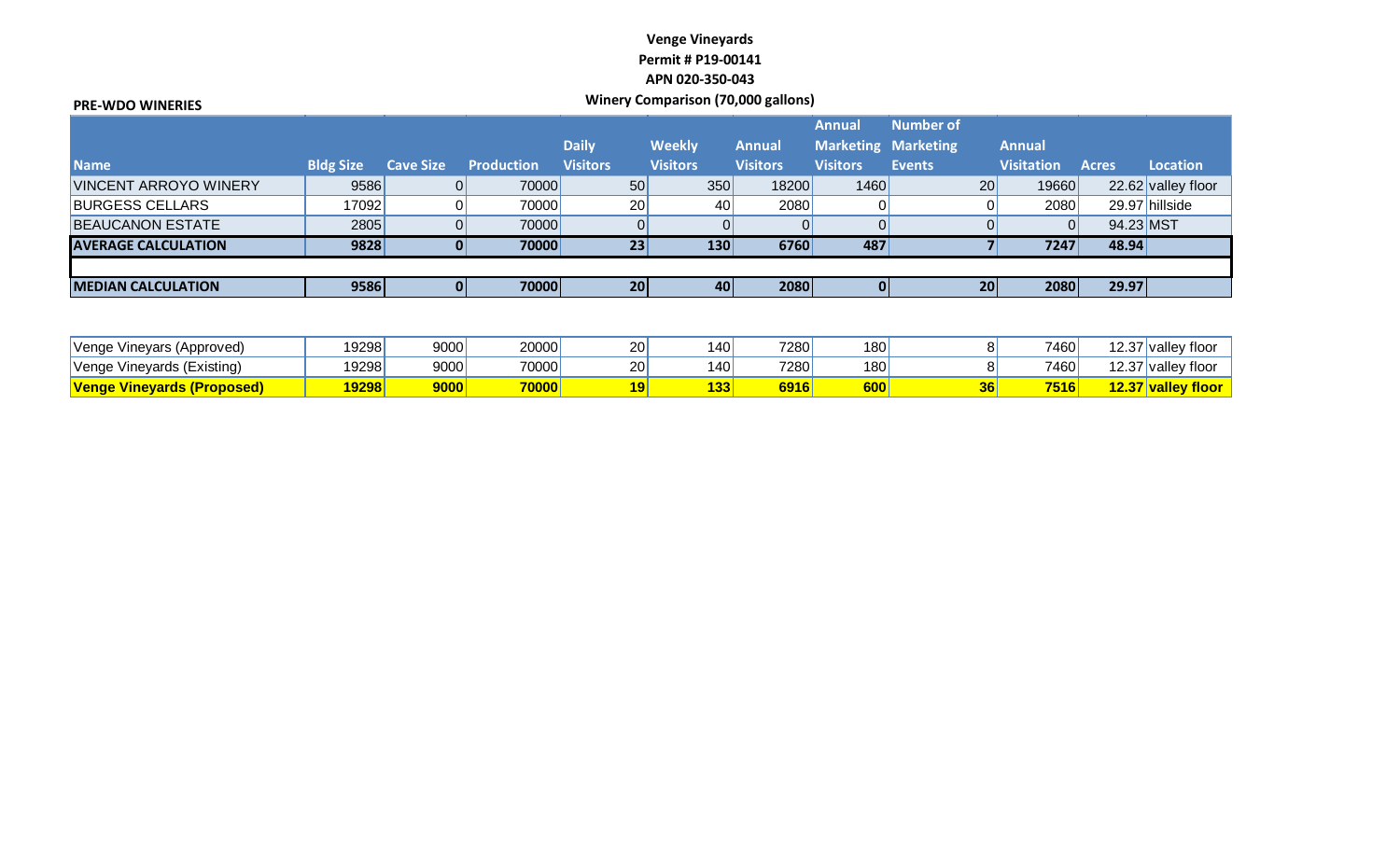**Venge Vineyards**
**Permit # P19-00141**
**APN 020-350-043**
**Winery Comparison (70,000 gallons)**

**PRE-WDO WINERIES**

| Name | Bldg Size | Cave Size | Production | Daily Visitors | Weekly Visitors | Annual Visitors | Annual Marketing Visitors | Number of Marketing Events | Annual Visitation | Acres | Location |
|---|---|---|---|---|---|---|---|---|---|---|---|
| VINCENT ARROYO WINERY | 9586 | 0 | 70000 | 50 | 350 | 18200 | 1460 | 20 | 19660 | 22.62 | valley floor |
| BURGESS CELLARS | 17092 | 0 | 70000 | 20 | 40 | 2080 | 0 | 0 | 2080 | 29.97 | hillside |
| BEAUCANON ESTATE | 2805 | 0 | 70000 | 0 | 0 | 0 | 0 | 0 | 0 | 94.23 | MST |
| **AVERAGE CALCULATION** | **9828** | **0** | **70000** | **23** | **130** | **6760** | **487** | **7** | **7247** | **48.94** | |
| | | | | | | | | | | | |
| **MEDIAN CALCULATION** | **9586** | **0** | **70000** | **20** | **40** | **2080** | **0** | **20** | **2080** | **29.97** | |

| | | | | | | | | | | | |
|---|---|---|---|---|---|---|---|---|---|---|---|
| Venge Vineyars (Approved) | 19298 | 9000 | 20000 | 20 | 140 | 7280 | 180 | 8 | 7460 | 12.37 | valley floor |
| Venge Vineyards (Existing) | 19298 | 9000 | 70000 | 20 | 140 | 7280 | 180 | 8 | 7460 | 12.37 | valley floor |
| **Venge Vineyards (Proposed)** | **19298** | **9000** | **70000** | **19** | **133** | **6916** | **600** | **36** | **7516** | **12.37** | **valley floor** |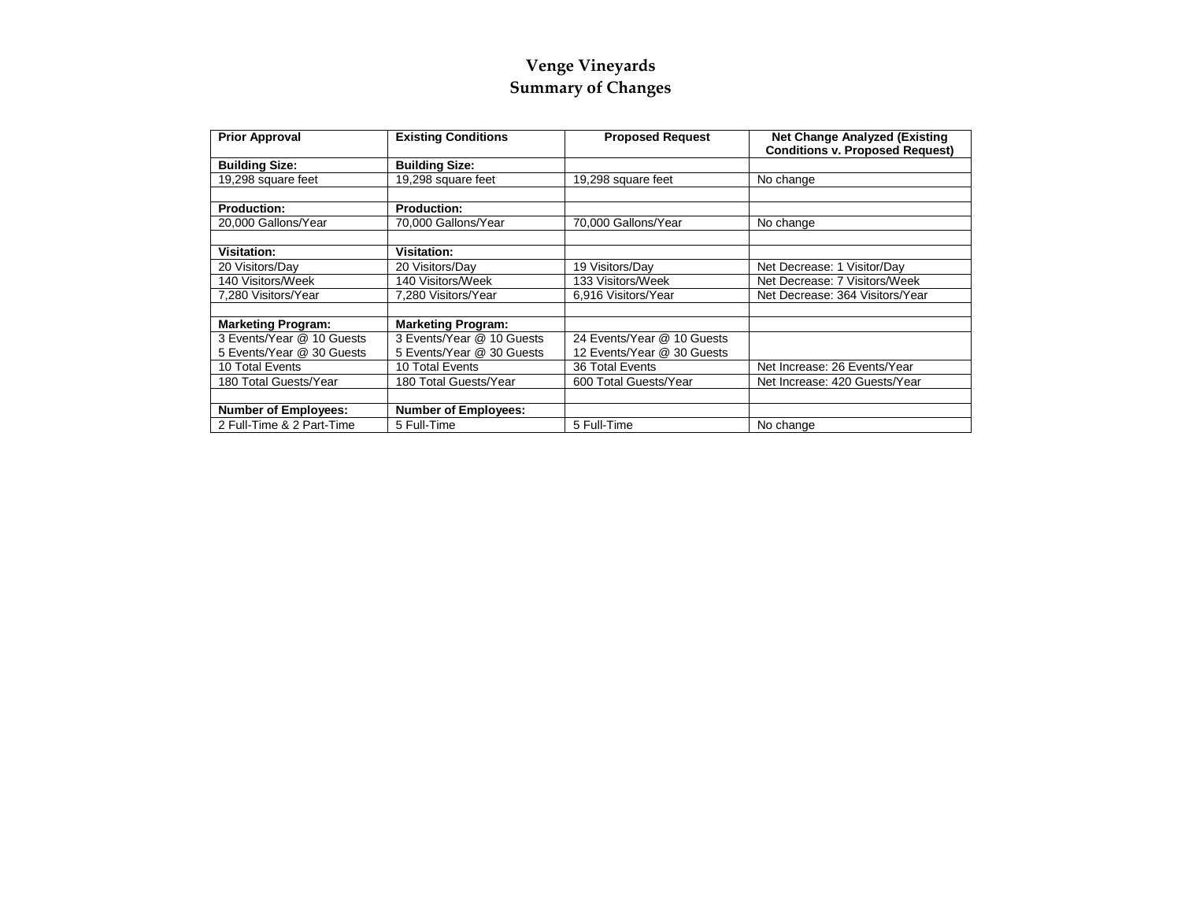# Venge Vineyards
## Summary of Changes

| Prior Approval | Existing Conditions | Proposed Request | Net Change Analyzed (Existing Conditions v. Proposed Request) |
|---|---|---|---|
| **Building Size:** | **Building Size:** | | |
| 19,298 square feet | 19,298 square feet | 19,298 square feet | No change |
| | | | |
| **Production:** | **Production:** | | |
| 20,000 Gallons/Year | 70,000 Gallons/Year | 70,000 Gallons/Year | No change |
| | | | |
| **Visitation:** | **Visitation:** | | |
| 20 Visitors/Day | 20 Visitors/Day | 19 Visitors/Day | Net Decrease: 1 Visitor/Day |
| 140 Visitors/Week | 140 Visitors/Week | 133 Visitors/Week | Net Decrease: 7 Visitors/Week |
| 7,280 Visitors/Year | 7,280 Visitors/Year | 6,916 Visitors/Year | Net Decrease: 364 Visitors/Year |
| | | | |
| **Marketing Program:** | **Marketing Program:** | | |
| 3 Events/Year @ 10 Guests<br>5 Events/Year @ 30 Guests | 3 Events/Year @ 10 Guests<br>5 Events/Year @ 30 Guests | 24 Events/Year @ 10 Guests<br>12 Events/Year @ 30 Guests | |
| 10 Total Events | 10 Total Events | 36 Total Events | Net Increase: 26 Events/Year |
| 180 Total Guests/Year | 180 Total Guests/Year | 600 Total Guests/Year | Net Increase: 420 Guests/Year |
| | | | |
| **Number of Employees:** | **Number of Employees:** | | |
| 2 Full-Time & 2 Part-Time | 5 Full-Time | 5 Full-Time | No change |